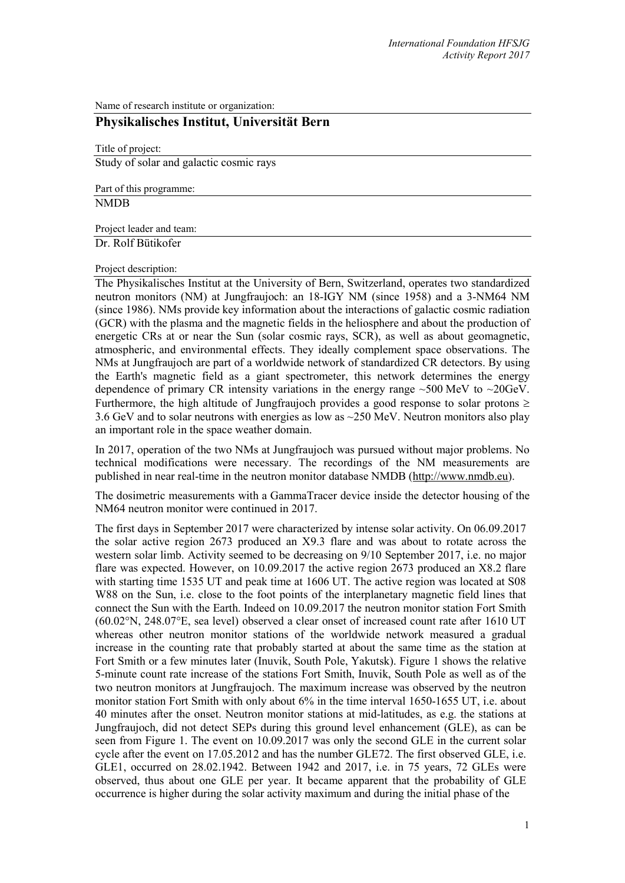Name of research institute or organization:

**Physikalisches Institut, Universität Bern**

Title of project:

Study of solar and galactic cosmic rays

Part of this programme:

NMDB

Project leader and team:

Dr. Rolf Bütikofer

Project description:

The Physikalisches Institut at the University of Bern, Switzerland, operates two standardized neutron monitors (NM) at Jungfraujoch: an 18-IGY NM (since 1958) and a 3-NM64 NM (since 1986). NMs provide key information about the interactions of galactic cosmic radiation (GCR) with the plasma and the magnetic fields in the heliosphere and about the production of energetic CRs at or near the Sun (solar cosmic rays, SCR), as well as about geomagnetic, atmospheric, and environmental effects. They ideally complement space observations. The NMs at Jungfraujoch are part of a worldwide network of standardized CR detectors. By using the Earth's magnetic field as a giant spectrometer, this network determines the energy dependence of primary CR intensity variations in the energy range ~500 MeV to ~20GeV. Furthermore, the high altitude of Jungfraujoch provides a good response to solar protons ≥ 3.6 GeV and to solar neutrons with energies as low as ~250 MeV. Neutron monitors also play an important role in the space weather domain.

In 2017, operation of the two NMs at Jungfraujoch was pursued without major problems. No technical modifications were necessary. The recordings of the NM measurements are published in near real-time in the neutron monitor database NMDB (http://www.nmdb.eu).

The dosimetric measurements with a GammaTracer device inside the detector housing of the NM64 neutron monitor were continued in 2017.

The first days in September 2017 were characterized by intense solar activity. On 06.09.2017 the solar active region 2673 produced an X9.3 flare and was about to rotate across the western solar limb. Activity seemed to be decreasing on 9/10 September 2017, i.e. no major flare was expected. However, on 10.09.2017 the active region 2673 produced an X8.2 flare with starting time 1535 UT and peak time at 1606 UT. The active region was located at S08 W88 on the Sun, i.e. close to the foot points of the interplanetary magnetic field lines that connect the Sun with the Earth. Indeed on 10.09.2017 the neutron monitor station Fort Smith (60.02°N, 248.07°E, sea level) observed a clear onset of increased count rate after 1610 UT whereas other neutron monitor stations of the worldwide network measured a gradual increase in the counting rate that probably started at about the same time as the station at Fort Smith or a few minutes later (Inuvik, South Pole, Yakutsk). Figure 1 shows the relative 5-minute count rate increase of the stations Fort Smith, Inuvik, South Pole as well as of the two neutron monitors at Jungfraujoch. The maximum increase was observed by the neutron monitor station Fort Smith with only about 6% in the time interval 1650-1655 UT, i.e. about 40 minutes after the onset. Neutron monitor stations at mid-latitudes, as e.g. the stations at Jungfraujoch, did not detect SEPs during this ground level enhancement (GLE), as can be seen from Figure 1. The event on 10.09.2017 was only the second GLE in the current solar cycle after the event on 17.05.2012 and has the number GLE72. The first observed GLE, i.e. GLE1, occurred on 28.02.1942. Between 1942 and 2017, i.e. in 75 years, 72 GLEs were observed, thus about one GLE per year. It became apparent that the probability of GLE occurrence is higher during the solar activity maximum and during the initial phase of the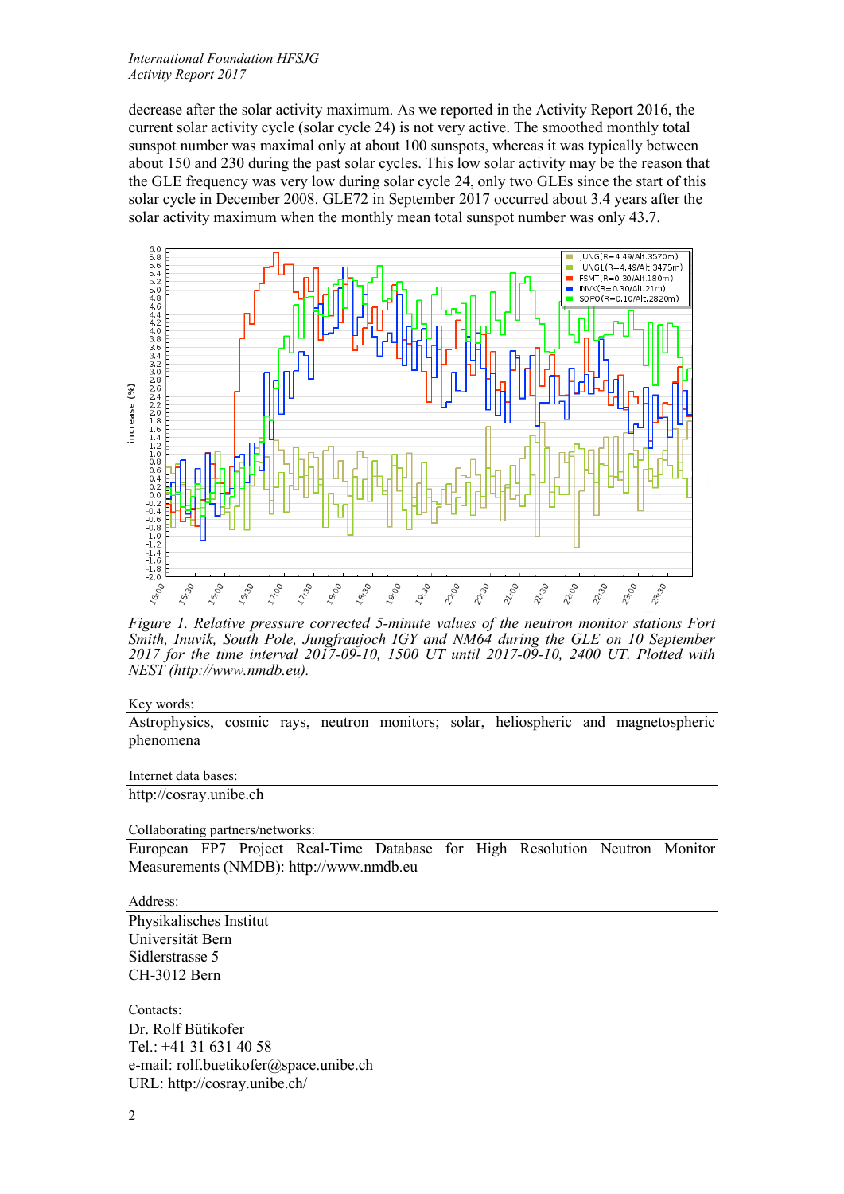decrease after the solar activity maximum. As we reported in the Activity Report 2016, the current solar activity cycle (solar cycle 24) is not very active. The smoothed monthly total sunspot number was maximal only at about 100 sunspots, whereas it was typically between about 150 and 230 during the past solar cycles. This low solar activity may be the reason that the GLE frequency was very low during solar cycle 24, only two GLEs since the start of this solar cycle in December 2008. GLE72 in September 2017 occurred about 3.4 years after the solar activity maximum when the monthly mean total sunspot number was only 43.7.

JUNG(R=4.49/Alt.3570m)
JUNG1(R=4.49/Alt.3475m)
FSMT(R=0.30/Alt.180m)
INVK(R=0.30/Alt.21m)
SOPO(R=0.10/Alt.2820m)

increase (%)

6.0
5.8
5.6
5.4
5.2
5.0
4.8
4.6
4.4
4.2
4.0
3.8
3.6
3.4
3.2
3.0
2.8
2.6
2.4
2.2
2.0
1.8
1.6
1.4
1.2
1.0
0.8
0.6
0.4
0.2
0.0
-0.2
-0.4
-0.6
-0.8
-1.0
-1.2
-1.4
-1.6
-1.8
-2.0

15:00 15:30 16:00 16:30 17:00 17:30 18:00 18:30 19:00 19:30 20:00 20:30 21:00 21:30 22:00 22:30 23:00 23:30

*Figure 1. Relative pressure corrected 5-minute values of the neutron monitor stations Fort Smith, Inuvik, South Pole, Jungfraujoch IGY and NM64 during the GLE on 10 September 2017 for the time interval 2017-09-10, 1500 UT until 2017-09-10, 2400 UT. Plotted with NEST (http://www.nmdb.eu).*

Key words:

Astrophysics, cosmic rays, neutron monitors; solar, heliospheric and magnetospheric phenomena

Internet data bases:

http://cosray.unibe.ch

Collaborating partners/networks:

European FP7 Project Real-Time Database for High Resolution Neutron Monitor Measurements (NMDB): http://www.nmdb.eu

Address:

Physikalisches Institut
Universität Bern
Sidlerstrasse 5
CH-3012 Bern

Contacts:

Dr. Rolf Bütikofer
Tel.: +41 31 631 40 58
e-mail: rolf.buetikofer@space.unibe.ch
URL: http://cosray.unibe.ch/